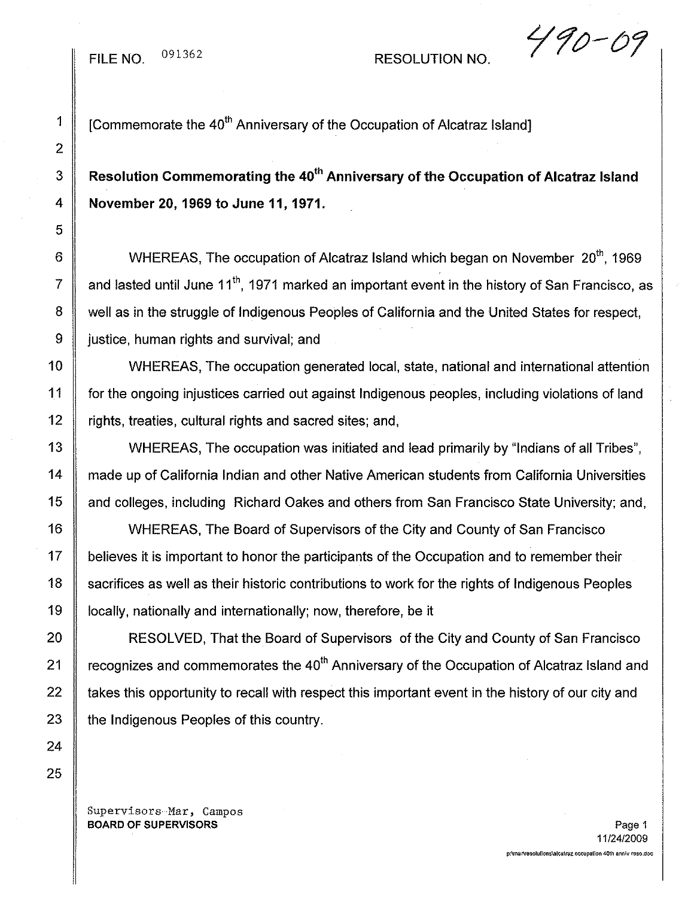FILE NO. 091362 RESOLUTION NO. 490-09

[Commemorate the 40th Anniversary of the Occupation of Alcatraz Island]

**Resolution Commemorating the 40th Anniversary of the Occupation of Alcatraz Island November 20, 1969 to June 11, 1971.**

WHEREAS, The occupation of Alcatraz Island which began on November 20th, 1969 and lasted until June 11th, 1971 marked an important event in the history of San Francisco, as well as in the struggle of Indigenous Peoples of California and the United States for respect, justice, human rights and survival; and

WHEREAS, The occupation generated local, state, national and international attention for the ongoing injustices carried out against Indigenous peoples, including violations of land rights, treaties, cultural rights and sacred sites; and,

WHEREAS, The occupation was initiated and lead primarily by "Indians of all Tribes", made up of California Indian and other Native American students from California Universities and colleges, including Richard Oakes and others from San Francisco State University; and,

WHEREAS, The Board of Supervisors of the City and County of San Francisco believes it is important to honor the participants of the Occupation and to remember their sacrifices as well as their historic contributions to work for the rights of Indigenous Peoples locally, nationally and internationally; now, therefore, be it

RESOLVED, That the Board of Supervisors of the City and County of San Francisco recognizes and commemorates the 40th Anniversary of the Occupation of Alcatraz Island and takes this opportunity to recall with respect this important event in the history of our city and the Indigenous Peoples of this country.

Supervisors Mar, Campos
**BOARD OF SUPERVISORS**

11/24/2009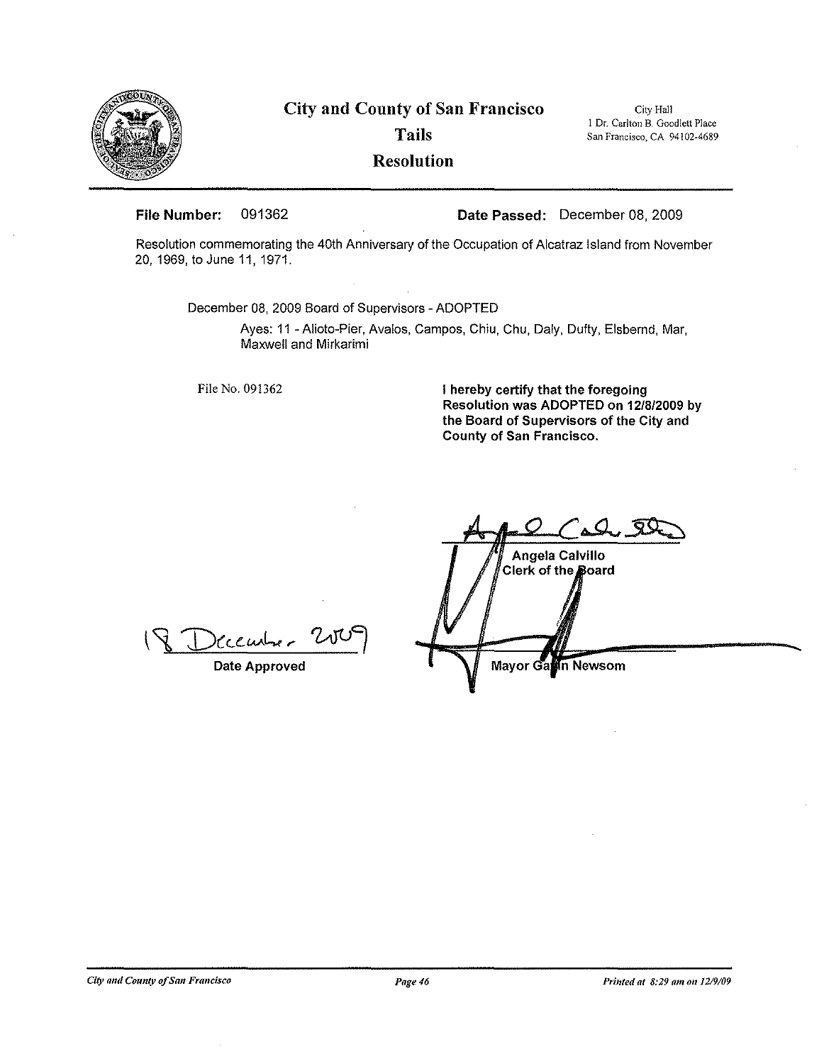# City and County of San Francisco

## Tails

## Resolution

City Hall
1 Dr. Carlton B. Goodlett Place
San Francisco, CA 94102-4689

**File Number:** 091362 **Date Passed:** December 08, 2009

Resolution commemorating the 40th Anniversary of the Occupation of Alcatraz Island from November 20, 1969, to June 11, 1971.

December 08, 2009 Board of Supervisors - ADOPTED

Ayes: 11 - Alioto-Pier, Avalos, Campos, Chiu, Chu, Daly, Dufty, Elsbernd, Mar, Maxwell and Mirkarimi

File No. 091362

**I hereby certify that the foregoing Resolution was ADOPTED on 12/8/2009 by the Board of Supervisors of the City and County of San Francisco.**

**Angela Calvillo**
**Clerk of the Board**

18 December 2009
**Date Approved**

**Mayor Gavin Newsom**